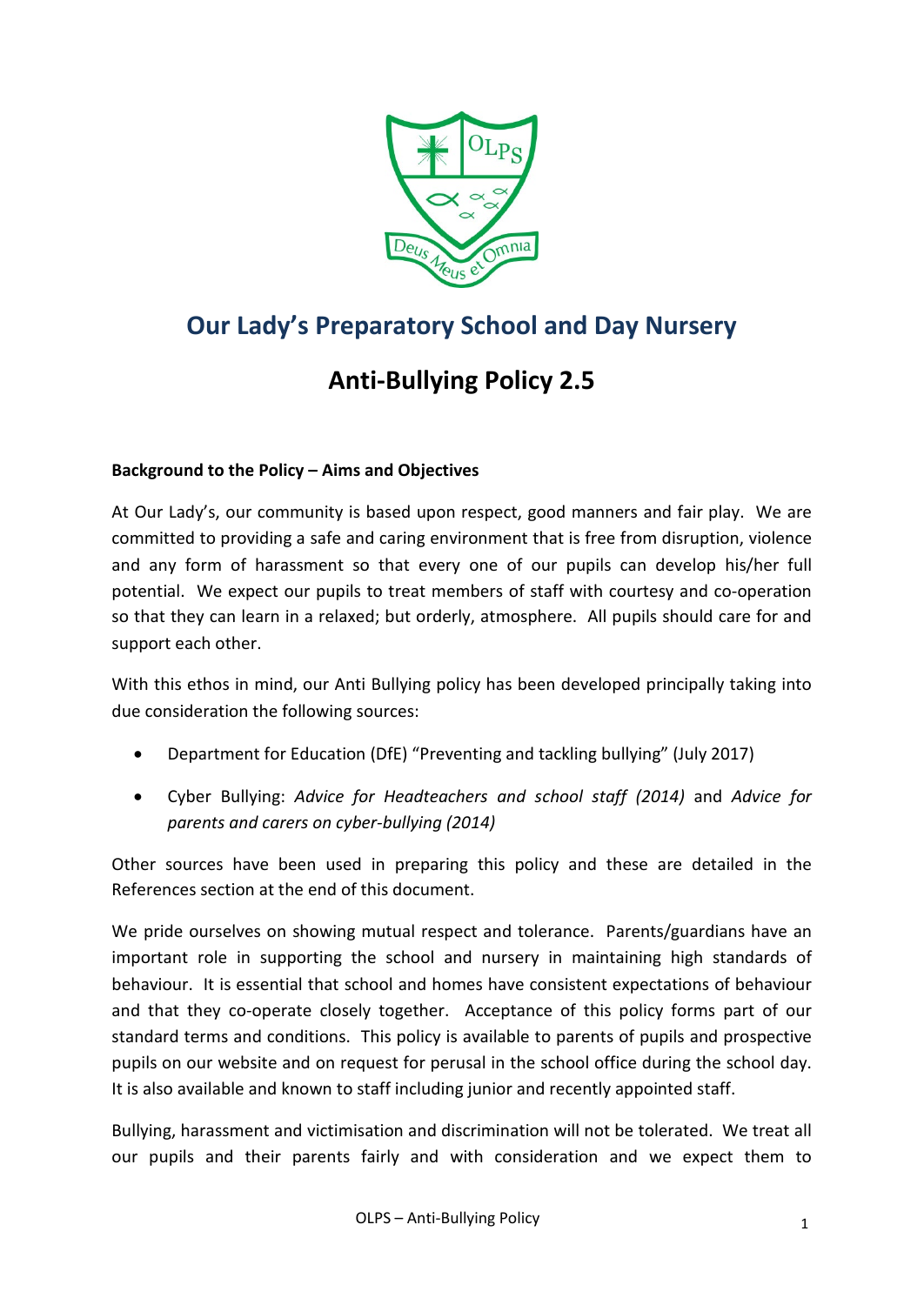# Our Lady's Preparatory School and Day Nursery

## Anti-Bullying Policy 2.5

**Background to the Policy – Aims and Objectives**

At Our Lady's, our community is based upon respect, good manners and fair play. We are committed to providing a safe and caring environment that is free from disruption, violence and any form of harassment so that every one of our pupils can develop his/her full potential. We expect our pupils to treat members of staff with courtesy and co-operation so that they can learn in a relaxed; but orderly, atmosphere. All pupils should care for and support each other.

With this ethos in mind, our Anti Bullying policy has been developed principally taking into due consideration the following sources:

- Department for Education (DfE) "Preventing and tackling bullying" (July 2017)
- Cyber Bullying: *Advice for Headteachers and school staff (2014)* and *Advice for parents and carers on cyber-bullying (2014)*

Other sources have been used in preparing this policy and these are detailed in the References section at the end of this document.

We pride ourselves on showing mutual respect and tolerance. Parents/guardians have an important role in supporting the school and nursery in maintaining high standards of behaviour. It is essential that school and homes have consistent expectations of behaviour and that they co-operate closely together. Acceptance of this policy forms part of our standard terms and conditions. This policy is available to parents of pupils and prospective pupils on our website and on request for perusal in the school office during the school day. It is also available and known to staff including junior and recently appointed staff.

Bullying, harassment and victimisation and discrimination will not be tolerated. We treat all our pupils and their parents fairly and with consideration and we expect them to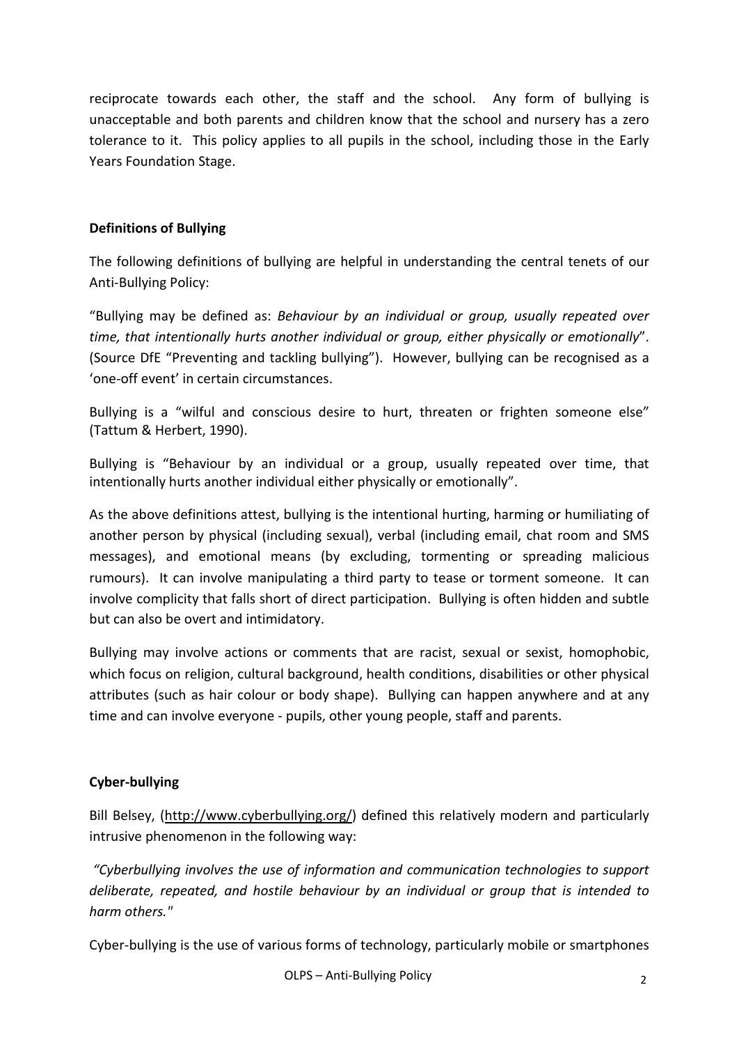reciprocate towards each other, the staff and the school. Any form of bullying is unacceptable and both parents and children know that the school and nursery has a zero tolerance to it. This policy applies to all pupils in the school, including those in the Early Years Foundation Stage.

**Definitions of Bullying**

The following definitions of bullying are helpful in understanding the central tenets of our Anti-Bullying Policy:

"Bullying may be defined as: *Behaviour by an individual or group, usually repeated over time, that intentionally hurts another individual or group, either physically or emotionally*". (Source DfE "Preventing and tackling bullying"). However, bullying can be recognised as a 'one-off event' in certain circumstances.

Bullying is a "wilful and conscious desire to hurt, threaten or frighten someone else" (Tattum & Herbert, 1990).

Bullying is "Behaviour by an individual or a group, usually repeated over time, that intentionally hurts another individual either physically or emotionally".

As the above definitions attest, bullying is the intentional hurting, harming or humiliating of another person by physical (including sexual), verbal (including email, chat room and SMS messages), and emotional means (by excluding, tormenting or spreading malicious rumours). It can involve manipulating a third party to tease or torment someone. It can involve complicity that falls short of direct participation. Bullying is often hidden and subtle but can also be overt and intimidatory.

Bullying may involve actions or comments that are racist, sexual or sexist, homophobic, which focus on religion, cultural background, health conditions, disabilities or other physical attributes (such as hair colour or body shape). Bullying can happen anywhere and at any time and can involve everyone - pupils, other young people, staff and parents.

**Cyber-bullying**

Bill Belsey, (http://www.cyberbullying.org/) defined this relatively modern and particularly intrusive phenomenon in the following way:

*"Cyberbullying involves the use of information and communication technologies to support deliberate, repeated, and hostile behaviour by an individual or group that is intended to harm others."*

Cyber-bullying is the use of various forms of technology, particularly mobile or smartphones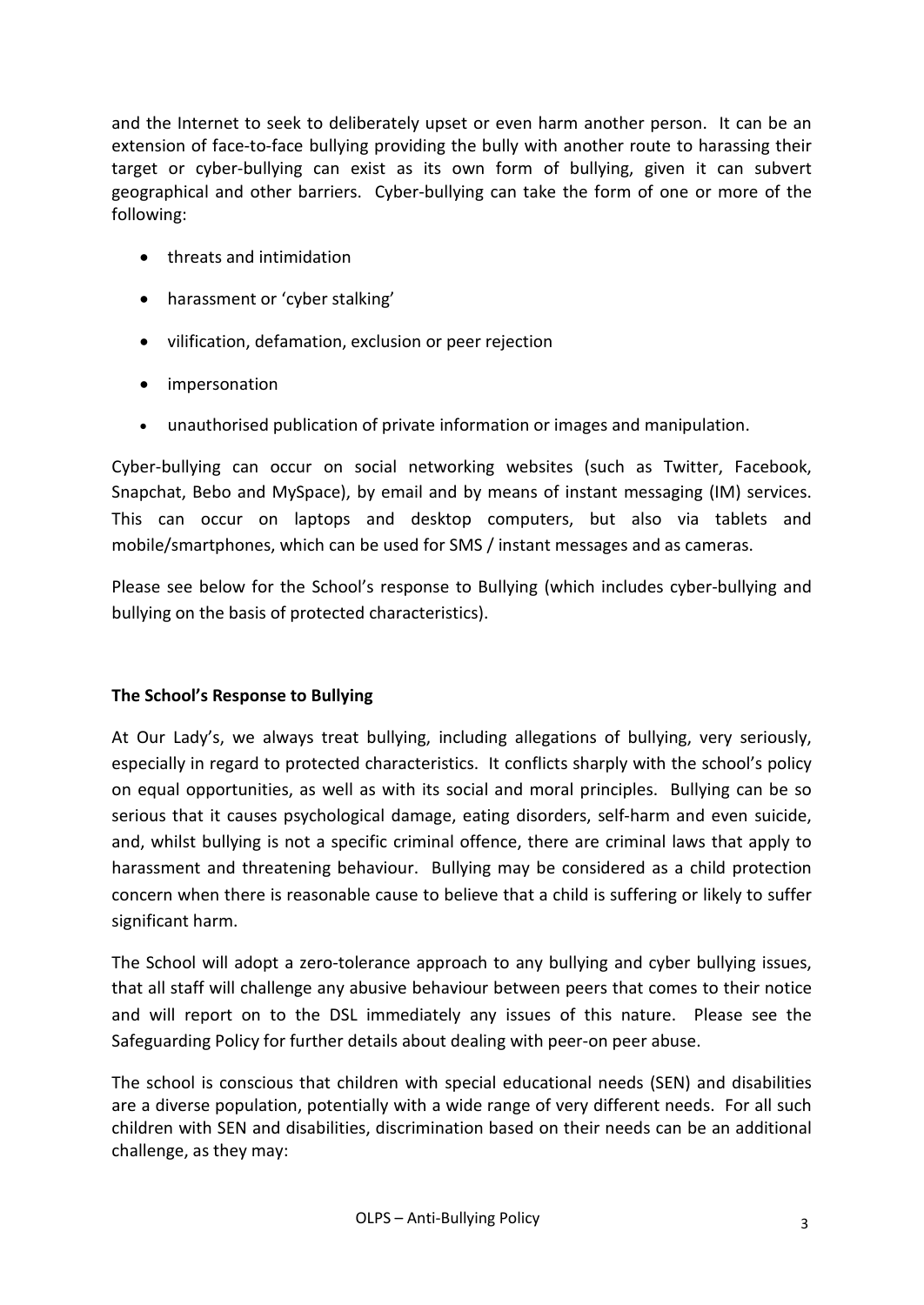and the Internet to seek to deliberately upset or even harm another person. It can be an extension of face-to-face bullying providing the bully with another route to harassing their target or cyber-bullying can exist as its own form of bullying, given it can subvert geographical and other barriers. Cyber-bullying can take the form of one or more of the following:

- threats and intimidation
- harassment or 'cyber stalking'
- vilification, defamation, exclusion or peer rejection
- impersonation
- unauthorised publication of private information or images and manipulation.

Cyber-bullying can occur on social networking websites (such as Twitter, Facebook, Snapchat, Bebo and MySpace), by email and by means of instant messaging (IM) services. This can occur on laptops and desktop computers, but also via tablets and mobile/smartphones, which can be used for SMS / instant messages and as cameras.

Please see below for the School's response to Bullying (which includes cyber-bullying and bullying on the basis of protected characteristics).

**The School's Response to Bullying**

At Our Lady's, we always treat bullying, including allegations of bullying, very seriously, especially in regard to protected characteristics. It conflicts sharply with the school's policy on equal opportunities, as well as with its social and moral principles. Bullying can be so serious that it causes psychological damage, eating disorders, self-harm and even suicide, and, whilst bullying is not a specific criminal offence, there are criminal laws that apply to harassment and threatening behaviour. Bullying may be considered as a child protection concern when there is reasonable cause to believe that a child is suffering or likely to suffer significant harm.

The School will adopt a zero-tolerance approach to any bullying and cyber bullying issues, that all staff will challenge any abusive behaviour between peers that comes to their notice and will report on to the DSL immediately any issues of this nature. Please see the Safeguarding Policy for further details about dealing with peer-on peer abuse.

The school is conscious that children with special educational needs (SEN) and disabilities are a diverse population, potentially with a wide range of very different needs. For all such children with SEN and disabilities, discrimination based on their needs can be an additional challenge, as they may: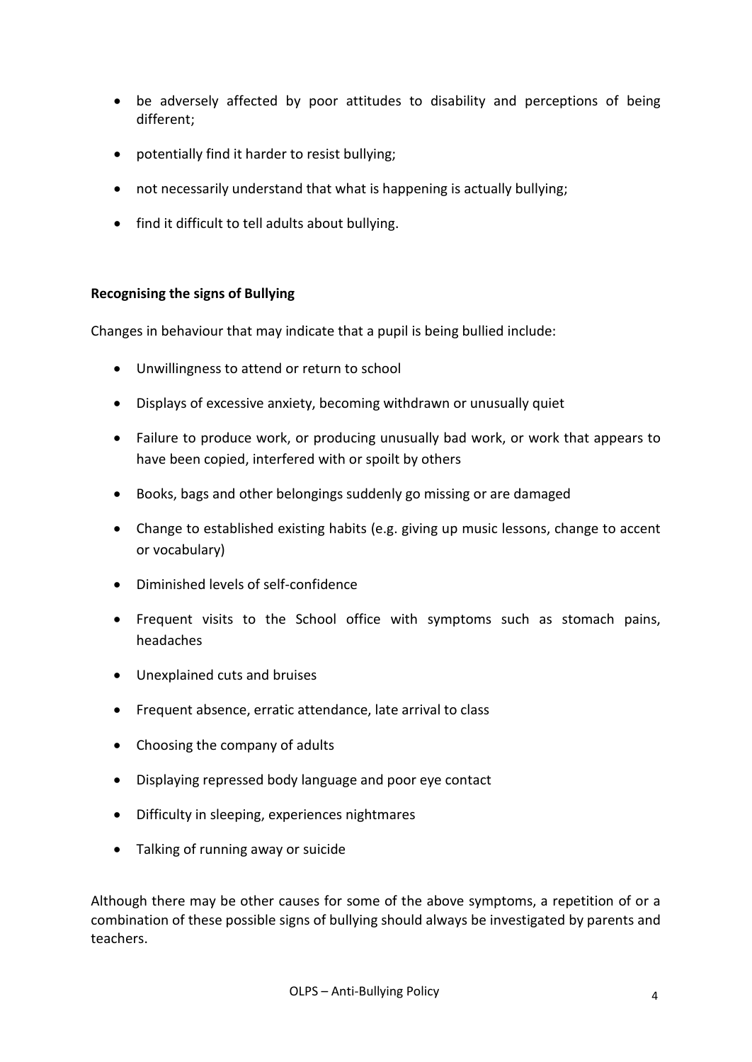- be adversely affected by poor attitudes to disability and perceptions of being different;
- potentially find it harder to resist bullying;
- not necessarily understand that what is happening is actually bullying;
- find it difficult to tell adults about bullying.

**Recognising the signs of Bullying**

Changes in behaviour that may indicate that a pupil is being bullied include:

- Unwillingness to attend or return to school
- Displays of excessive anxiety, becoming withdrawn or unusually quiet
- Failure to produce work, or producing unusually bad work, or work that appears to have been copied, interfered with or spoilt by others
- Books, bags and other belongings suddenly go missing or are damaged
- Change to established existing habits (e.g. giving up music lessons, change to accent or vocabulary)
- Diminished levels of self-confidence
- Frequent visits to the School office with symptoms such as stomach pains, headaches
- Unexplained cuts and bruises
- Frequent absence, erratic attendance, late arrival to class
- Choosing the company of adults
- Displaying repressed body language and poor eye contact
- Difficulty in sleeping, experiences nightmares
- Talking of running away or suicide

Although there may be other causes for some of the above symptoms, a repetition of or a combination of these possible signs of bullying should always be investigated by parents and teachers.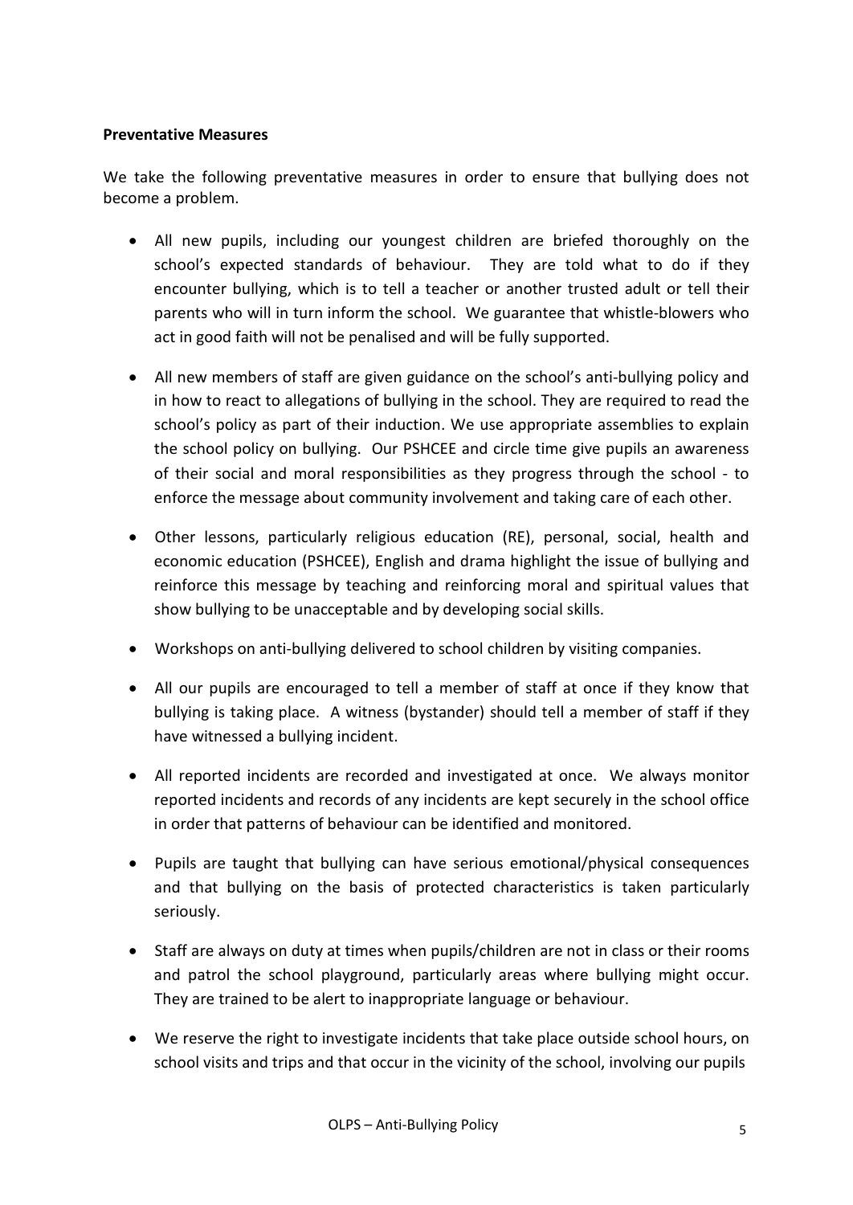**Preventative Measures**

We take the following preventative measures in order to ensure that bullying does not become a problem.

- All new pupils, including our youngest children are briefed thoroughly on the school's expected standards of behaviour. They are told what to do if they encounter bullying, which is to tell a teacher or another trusted adult or tell their parents who will in turn inform the school. We guarantee that whistle-blowers who act in good faith will not be penalised and will be fully supported.

- All new members of staff are given guidance on the school's anti-bullying policy and in how to react to allegations of bullying in the school. They are required to read the school's policy as part of their induction. We use appropriate assemblies to explain the school policy on bullying. Our PSHCEE and circle time give pupils an awareness of their social and moral responsibilities as they progress through the school - to enforce the message about community involvement and taking care of each other.

- Other lessons, particularly religious education (RE), personal, social, health and economic education (PSHCEE), English and drama highlight the issue of bullying and reinforce this message by teaching and reinforcing moral and spiritual values that show bullying to be unacceptable and by developing social skills.

- Workshops on anti-bullying delivered to school children by visiting companies.

- All our pupils are encouraged to tell a member of staff at once if they know that bullying is taking place. A witness (bystander) should tell a member of staff if they have witnessed a bullying incident.

- All reported incidents are recorded and investigated at once. We always monitor reported incidents and records of any incidents are kept securely in the school office in order that patterns of behaviour can be identified and monitored.

- Pupils are taught that bullying can have serious emotional/physical consequences and that bullying on the basis of protected characteristics is taken particularly seriously.

- Staff are always on duty at times when pupils/children are not in class or their rooms and patrol the school playground, particularly areas where bullying might occur. They are trained to be alert to inappropriate language or behaviour.

- We reserve the right to investigate incidents that take place outside school hours, on school visits and trips and that occur in the vicinity of the school, involving our pupils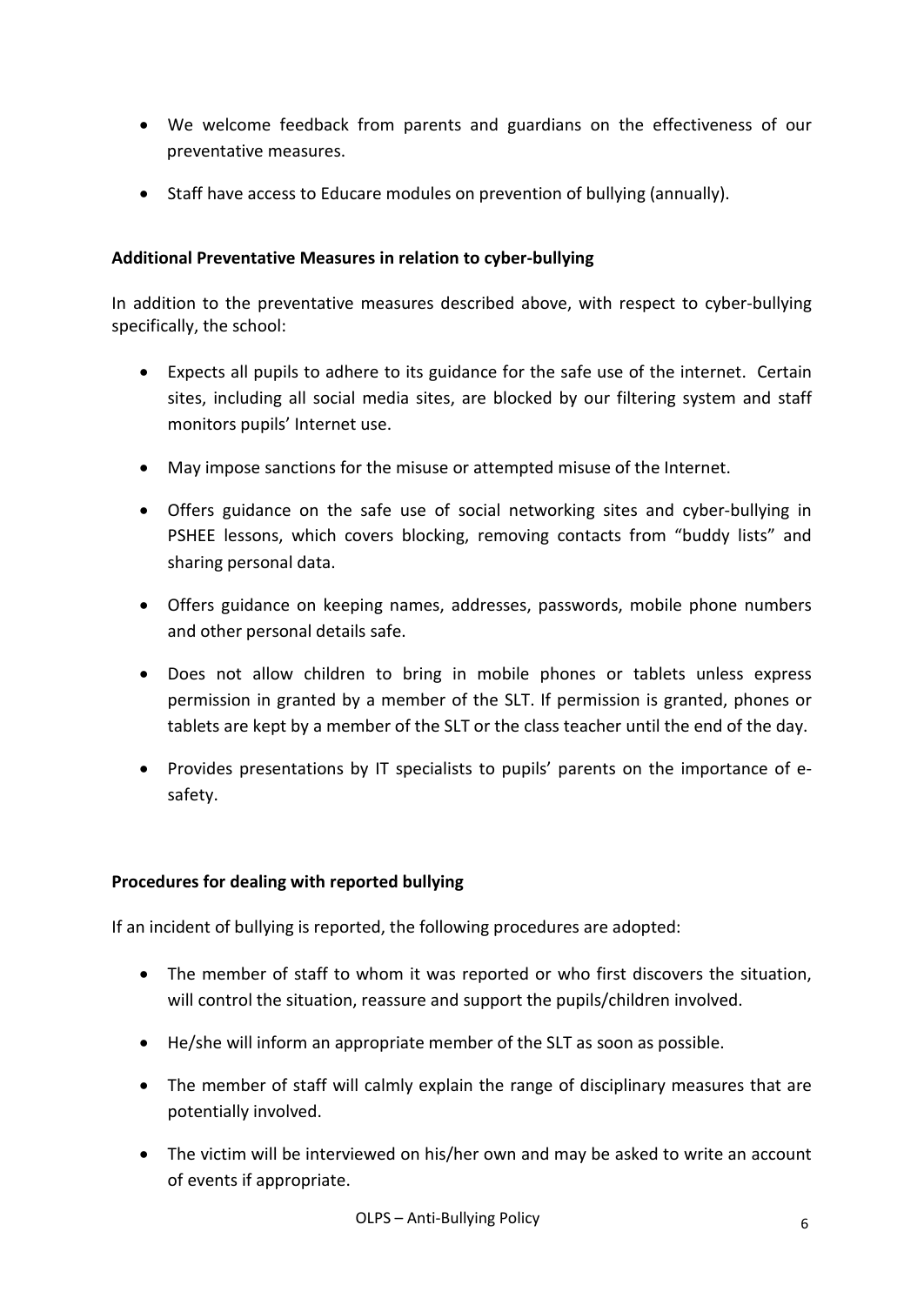- We welcome feedback from parents and guardians on the effectiveness of our preventative measures.
- Staff have access to Educare modules on prevention of bullying (annually).

**Additional Preventative Measures in relation to cyber-bullying**

In addition to the preventative measures described above, with respect to cyber-bullying specifically, the school:

- Expects all pupils to adhere to its guidance for the safe use of the internet. Certain sites, including all social media sites, are blocked by our filtering system and staff monitors pupils' Internet use.
- May impose sanctions for the misuse or attempted misuse of the Internet.
- Offers guidance on the safe use of social networking sites and cyber-bullying in PSHEE lessons, which covers blocking, removing contacts from "buddy lists" and sharing personal data.
- Offers guidance on keeping names, addresses, passwords, mobile phone numbers and other personal details safe.
- Does not allow children to bring in mobile phones or tablets unless express permission in granted by a member of the SLT. If permission is granted, phones or tablets are kept by a member of the SLT or the class teacher until the end of the day.
- Provides presentations by IT specialists to pupils' parents on the importance of e-safety.

**Procedures for dealing with reported bullying**

If an incident of bullying is reported, the following procedures are adopted:

- The member of staff to whom it was reported or who first discovers the situation, will control the situation, reassure and support the pupils/children involved.
- He/she will inform an appropriate member of the SLT as soon as possible.
- The member of staff will calmly explain the range of disciplinary measures that are potentially involved.
- The victim will be interviewed on his/her own and may be asked to write an account of events if appropriate.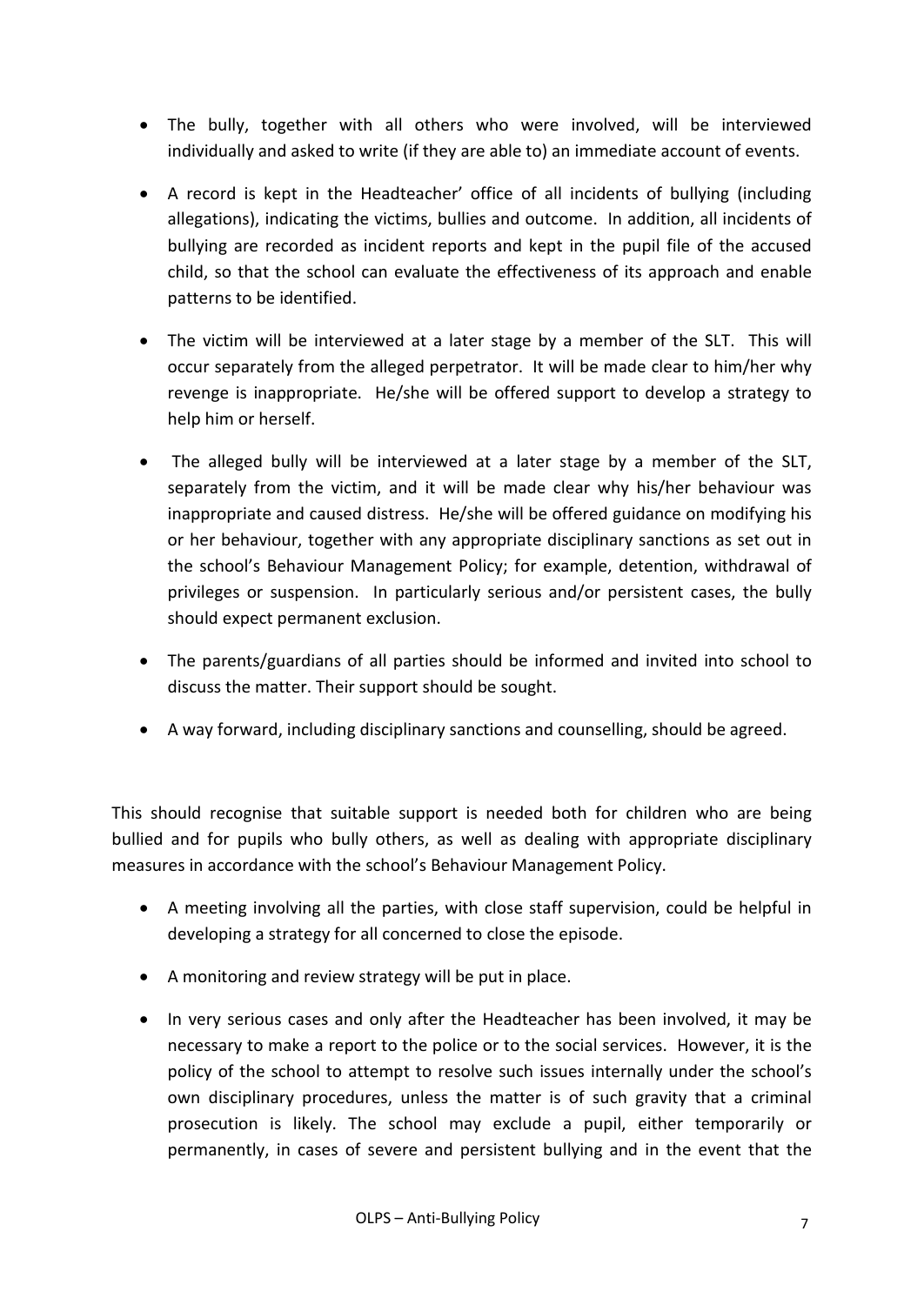- The bully, together with all others who were involved, will be interviewed individually and asked to write (if they are able to) an immediate account of events.

- A record is kept in the Headteacher' office of all incidents of bullying (including allegations), indicating the victims, bullies and outcome. In addition, all incidents of bullying are recorded as incident reports and kept in the pupil file of the accused child, so that the school can evaluate the effectiveness of its approach and enable patterns to be identified.

- The victim will be interviewed at a later stage by a member of the SLT. This will occur separately from the alleged perpetrator. It will be made clear to him/her why revenge is inappropriate. He/she will be offered support to develop a strategy to help him or herself.

- The alleged bully will be interviewed at a later stage by a member of the SLT, separately from the victim, and it will be made clear why his/her behaviour was inappropriate and caused distress. He/she will be offered guidance on modifying his or her behaviour, together with any appropriate disciplinary sanctions as set out in the school's Behaviour Management Policy; for example, detention, withdrawal of privileges or suspension. In particularly serious and/or persistent cases, the bully should expect permanent exclusion.

- The parents/guardians of all parties should be informed and invited into school to discuss the matter. Their support should be sought.

- A way forward, including disciplinary sanctions and counselling, should be agreed.

This should recognise that suitable support is needed both for children who are being bullied and for pupils who bully others, as well as dealing with appropriate disciplinary measures in accordance with the school's Behaviour Management Policy.

- A meeting involving all the parties, with close staff supervision, could be helpful in developing a strategy for all concerned to close the episode.

- A monitoring and review strategy will be put in place.

- In very serious cases and only after the Headteacher has been involved, it may be necessary to make a report to the police or to the social services. However, it is the policy of the school to attempt to resolve such issues internally under the school's own disciplinary procedures, unless the matter is of such gravity that a criminal prosecution is likely. The school may exclude a pupil, either temporarily or permanently, in cases of severe and persistent bullying and in the event that the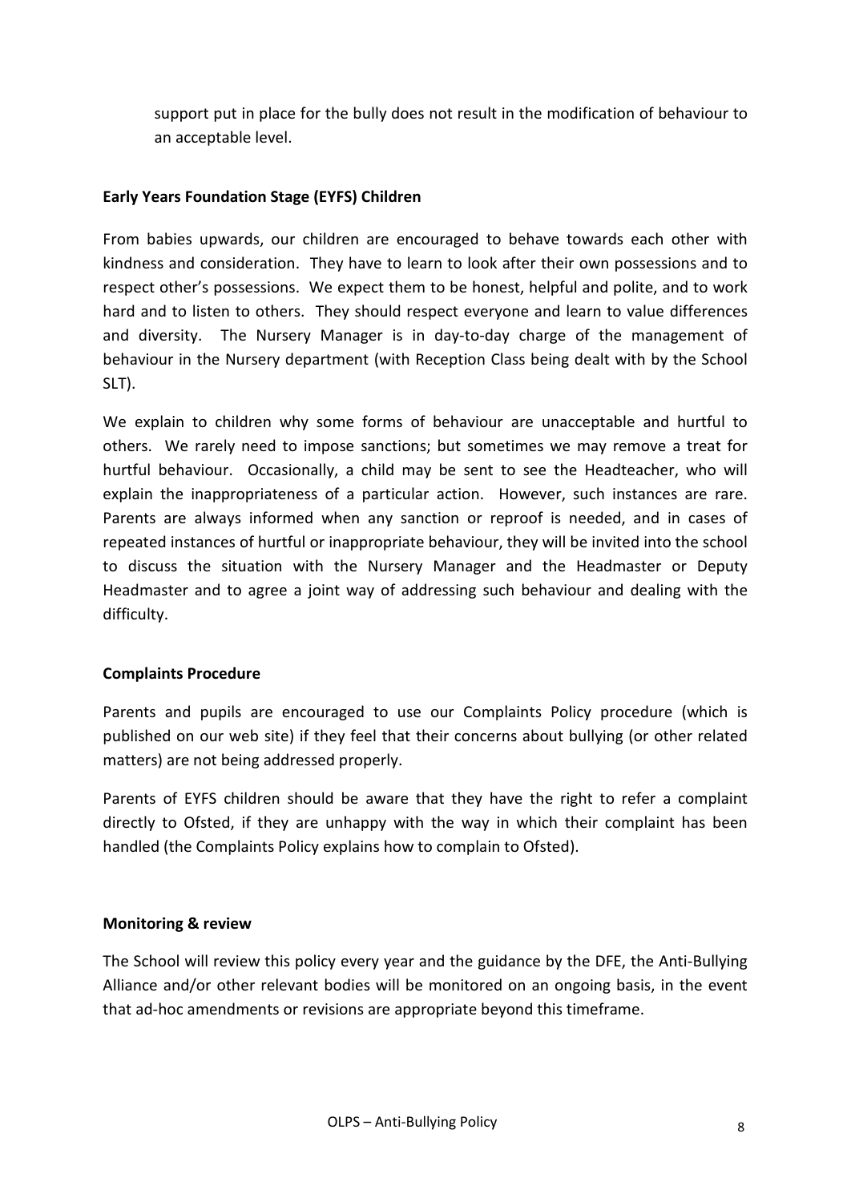support put in place for the bully does not result in the modification of behaviour to an acceptable level.

**Early Years Foundation Stage (EYFS) Children**

From babies upwards, our children are encouraged to behave towards each other with kindness and consideration. They have to learn to look after their own possessions and to respect other's possessions. We expect them to be honest, helpful and polite, and to work hard and to listen to others. They should respect everyone and learn to value differences and diversity. The Nursery Manager is in day-to-day charge of the management of behaviour in the Nursery department (with Reception Class being dealt with by the School SLT).

We explain to children why some forms of behaviour are unacceptable and hurtful to others. We rarely need to impose sanctions; but sometimes we may remove a treat for hurtful behaviour. Occasionally, a child may be sent to see the Headteacher, who will explain the inappropriateness of a particular action. However, such instances are rare. Parents are always informed when any sanction or reproof is needed, and in cases of repeated instances of hurtful or inappropriate behaviour, they will be invited into the school to discuss the situation with the Nursery Manager and the Headmaster or Deputy Headmaster and to agree a joint way of addressing such behaviour and dealing with the difficulty.

**Complaints Procedure**

Parents and pupils are encouraged to use our Complaints Policy procedure (which is published on our web site) if they feel that their concerns about bullying (or other related matters) are not being addressed properly.

Parents of EYFS children should be aware that they have the right to refer a complaint directly to Ofsted, if they are unhappy with the way in which their complaint has been handled (the Complaints Policy explains how to complain to Ofsted).

**Monitoring & review**

The School will review this policy every year and the guidance by the DFE, the Anti-Bullying Alliance and/or other relevant bodies will be monitored on an ongoing basis, in the event that ad-hoc amendments or revisions are appropriate beyond this timeframe.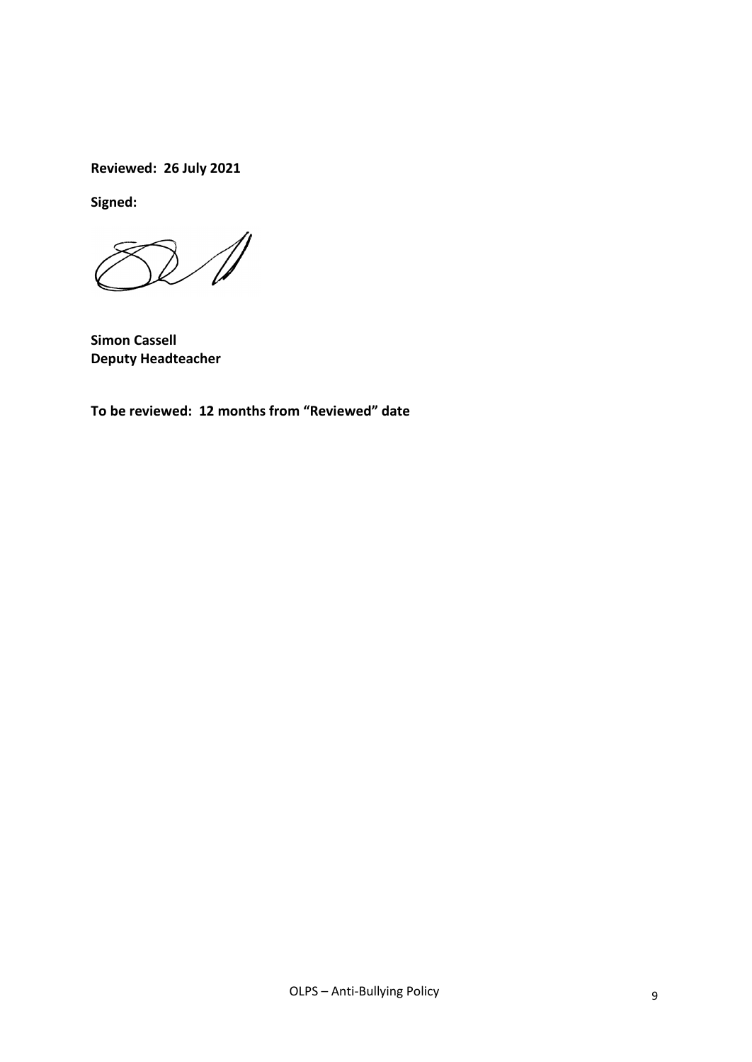**Reviewed: 26 July 2021**

**Signed:**

**Simon Cassell**
**Deputy Headteacher**

**To be reviewed: 12 months from "Reviewed" date**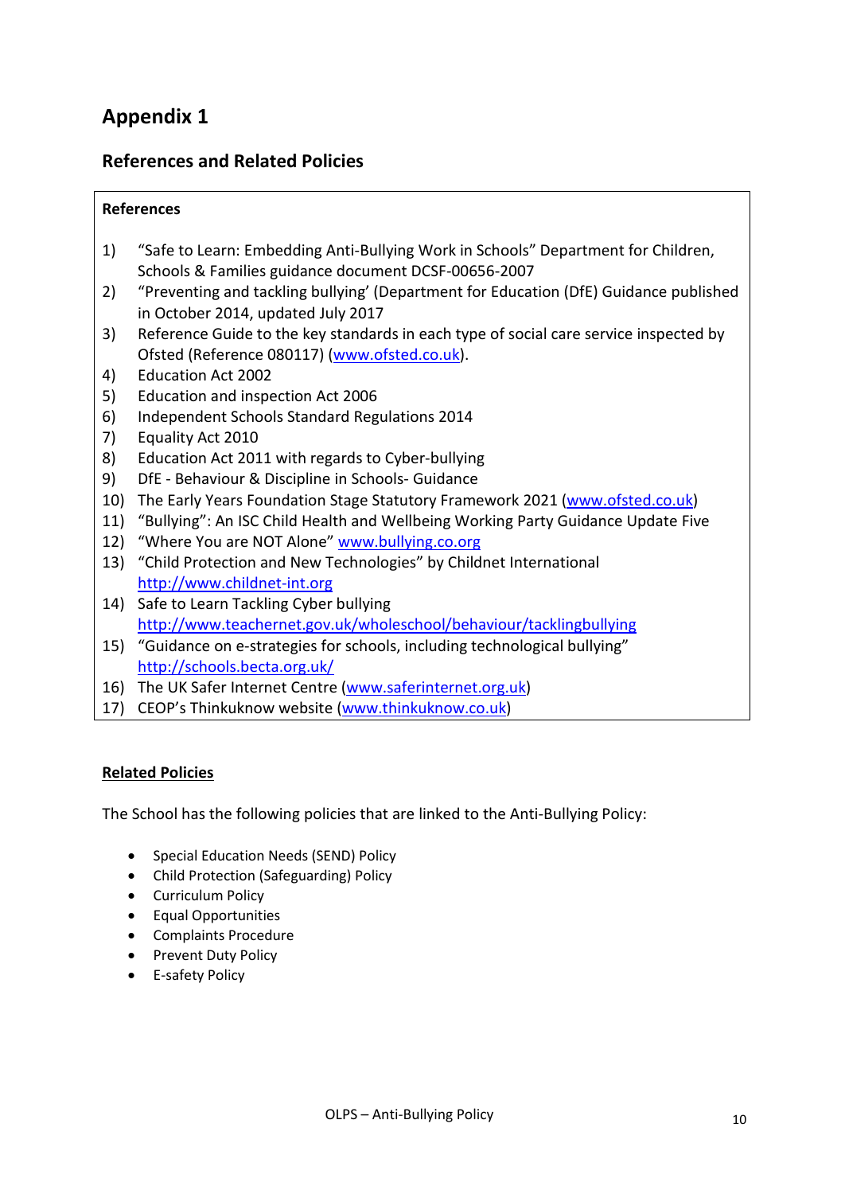# Appendix 1

## References and Related Policies

**References**

1) "Safe to Learn: Embedding Anti-Bullying Work in Schools" Department for Children, Schools & Families guidance document DCSF-00656-2007
2) "Preventing and tackling bullying' (Department for Education (DfE) Guidance published in October 2014, updated July 2017
3) Reference Guide to the key standards in each type of social care service inspected by Ofsted (Reference 080117) (www.ofsted.co.uk).
4) Education Act 2002
5) Education and inspection Act 2006
6) Independent Schools Standard Regulations 2014
7) Equality Act 2010
8) Education Act 2011 with regards to Cyber-bullying
9) DfE - Behaviour & Discipline in Schools- Guidance
10) The Early Years Foundation Stage Statutory Framework 2021 (www.ofsted.co.uk)
11) "Bullying": An ISC Child Health and Wellbeing Working Party Guidance Update Five
12) "Where You are NOT Alone" www.bullying.co.org
13) "Child Protection and New Technologies" by Childnet International http://www.childnet-int.org
14) Safe to Learn Tackling Cyber bullying http://www.teachernet.gov.uk/wholeschool/behaviour/tacklingbullying
15) "Guidance on e-strategies for schools, including technological bullying" http://schools.becta.org.uk/
16) The UK Safer Internet Centre (www.saferinternet.org.uk)
17) CEOP's Thinkuknow website (www.thinkuknow.co.uk)

**Related Policies**

The School has the following policies that are linked to the Anti-Bullying Policy:

- Special Education Needs (SEND) Policy
- Child Protection (Safeguarding) Policy
- Curriculum Policy
- Equal Opportunities
- Complaints Procedure
- Prevent Duty Policy
- E-safety Policy